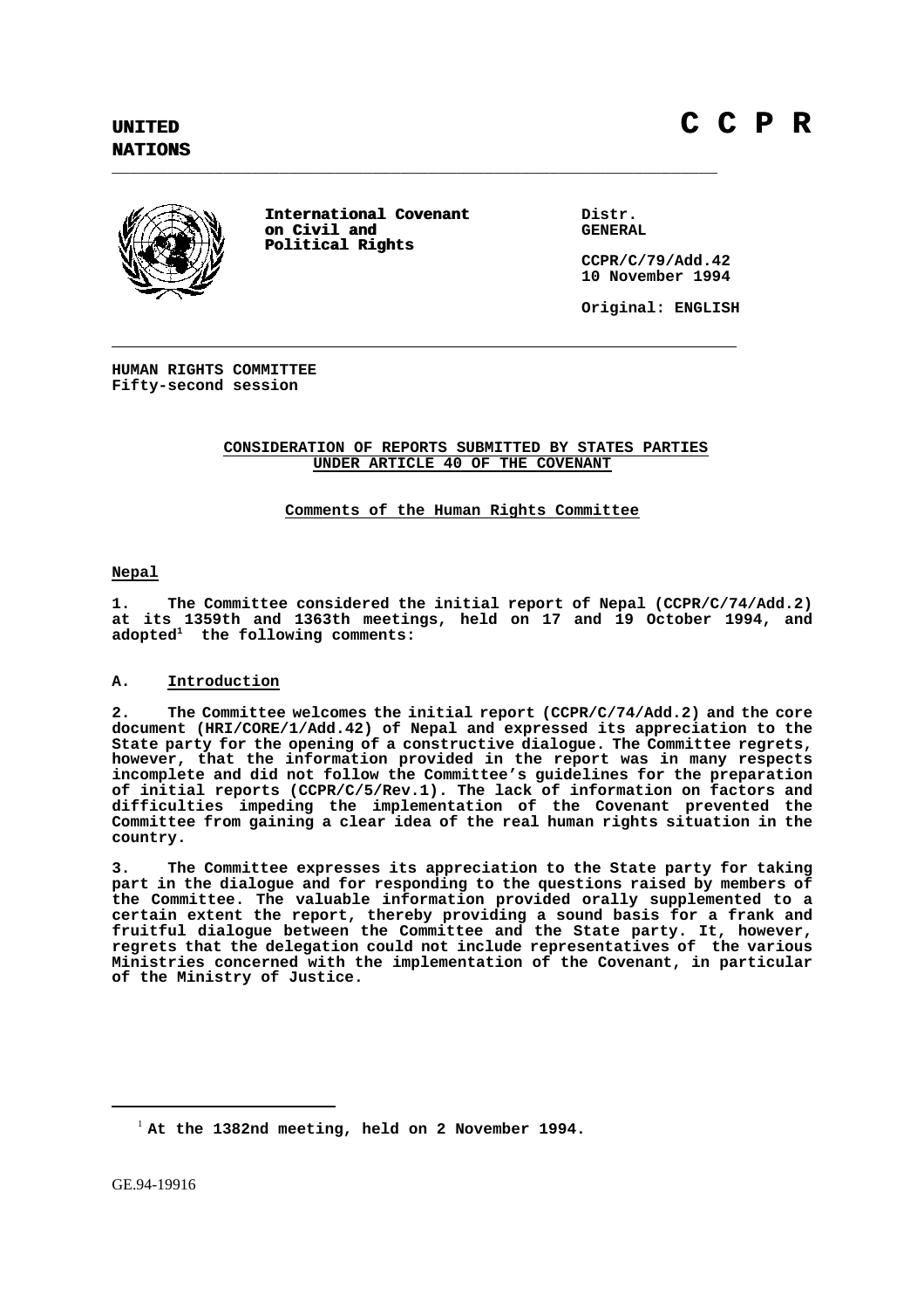UNITED NATIONS

# C C P R

**International Covenant on Civil and Political Rights**

Distr.
GENERAL

CCPR/C/79/Add.42
10 November 1994

Original: ENGLISH

HUMAN RIGHTS COMMITTEE
Fifty-second session

## CONSIDERATION OF REPORTS SUBMITTED BY STATES PARTIES UNDER ARTICLE 40 OF THE COVENANT

### Comments of the Human Rights Committee

### Nepal

1. The Committee considered the initial report of Nepal (CCPR/C/74/Add.2) at its 1359th and 1363rd meetings, held on 17 and 19 October 1994, and adopted[1] the following comments:

### A. Introduction

2. The Committee welcomes the initial report (CCPR/C/74/Add.2) and the core document (HRI/CORE/1/Add.42) of Nepal and expressed its appreciation to the State party for the opening of a constructive dialogue. The Committee regrets, however, that the information provided in the report was in many respects incomplete and did not follow the Committee's guidelines for the preparation of initial reports (CCPR/C/5/Rev.1). The lack of information on factors and difficulties impeding the implementation of the Covenant prevented the Committee from gaining a clear idea of the real human rights situation in the country.

3. The Committee expresses its appreciation to the State party for taking part in the dialogue and for responding to the questions raised by members of the Committee. The valuable information provided orally supplemented to a certain extent the report, thereby providing a sound basis for a frank and fruitful dialogue between the Committee and the State party. It, however, regrets that the delegation could not include representatives of the various Ministries concerned with the implementation of the Covenant, in particular of the Ministry of Justice.

[1] At the 1382nd meeting, held on 2 November 1994.

GE.94-19916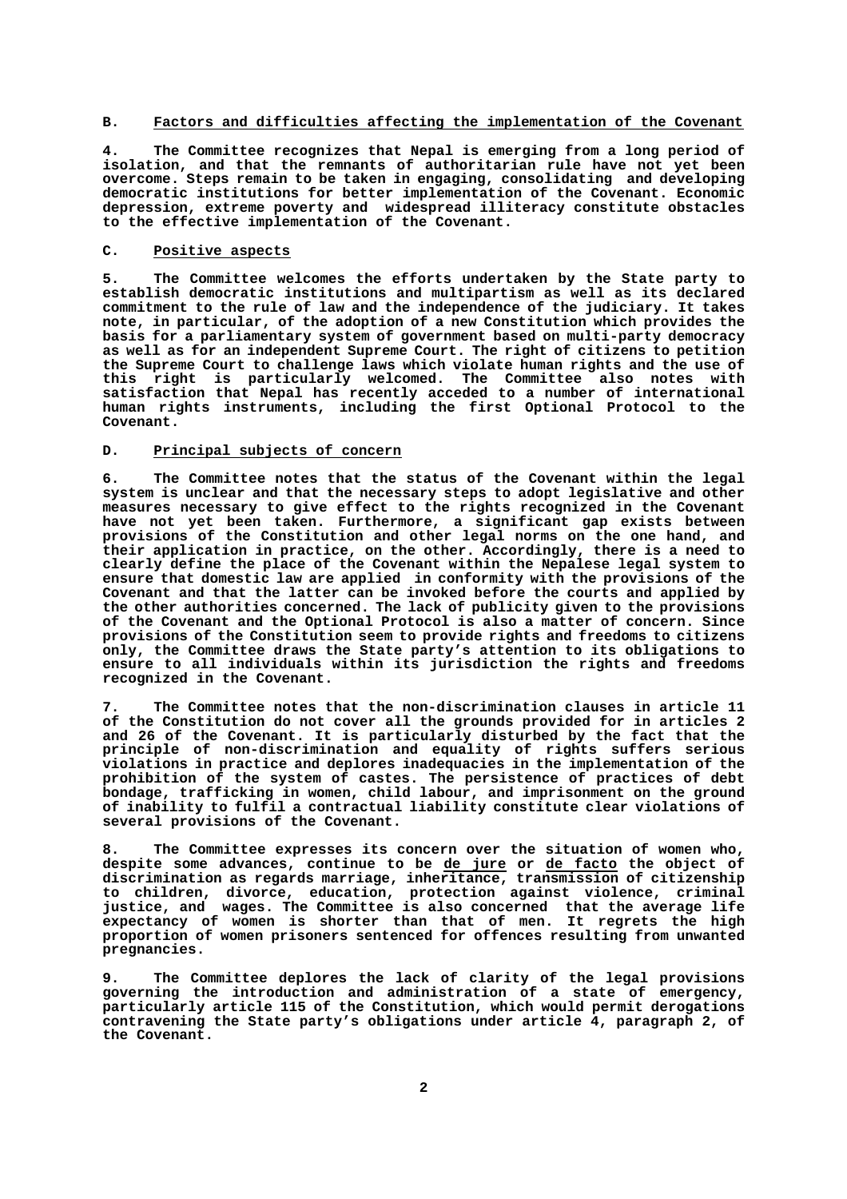## B. Factors and difficulties affecting the implementation of the Covenant

4. The Committee recognizes that Nepal is emerging from a long period of isolation, and that the remnants of authoritarian rule have not yet been overcome. Steps remain to be taken in engaging, consolidating and developing democratic institutions for better implementation of the Covenant. Economic depression, extreme poverty and widespread illiteracy constitute obstacles to the effective implementation of the Covenant.

## C. Positive aspects

5. The Committee welcomes the efforts undertaken by the State party to establish democratic institutions and multipartism as well as its declared commitment to the rule of law and the independence of the judiciary. It takes note, in particular, of the adoption of a new Constitution which provides the basis for a parliamentary system of government based on multi-party democracy as well as for an independent Supreme Court. The right of citizens to petition the Supreme Court to challenge laws which violate human rights and the use of this right is particularly welcomed. The Committee also notes with satisfaction that Nepal has recently acceded to a number of international human rights instruments, including the first Optional Protocol to the Covenant.

## D. Principal subjects of concern

6. The Committee notes that the status of the Covenant within the legal system is unclear and that the necessary steps to adopt legislative and other measures necessary to give effect to the rights recognized in the Covenant have not yet been taken. Furthermore, a significant gap exists between provisions of the Constitution and other legal norms on the one hand, and their application in practice, on the other. Accordingly, there is a need to clearly define the place of the Covenant within the Nepalese legal system to ensure that domestic law are applied in conformity with the provisions of the Covenant and that the latter can be invoked before the courts and applied by the other authorities concerned. The lack of publicity given to the provisions of the Covenant and the Optional Protocol is also a matter of concern. Since provisions of the Constitution seem to provide rights and freedoms to citizens only, the Committee draws the State party's attention to its obligations to ensure to all individuals within its jurisdiction the rights and freedoms recognized in the Covenant.

7. The Committee notes that the non-discrimination clauses in article 11 of the Constitution do not cover all the grounds provided for in articles 2 and 26 of the Covenant. It is particularly disturbed by the fact that the principle of non-discrimination and equality of rights suffers serious violations in practice and deplores inadequacies in the implementation of the prohibition of the system of castes. The persistence of practices of debt bondage, trafficking in women, child labour, and imprisonment on the ground of inability to fulfil a contractual liability constitute clear violations of several provisions of the Covenant.

8. The Committee expresses its concern over the situation of women who, despite some advances, continue to be de jure or de facto the object of discrimination as regards marriage, inheritance, transmission of citizenship to children, divorce, education, protection against violence, criminal justice, and wages. The Committee is also concerned that the average life expectancy of women is shorter than that of men. It regrets the high proportion of women prisoners sentenced for offences resulting from unwanted pregnancies.

9. The Committee deplores the lack of clarity of the legal provisions governing the introduction and administration of a state of emergency, particularly article 115 of the Constitution, which would permit derogations contravening the State party's obligations under article 4, paragraph 2, of the Covenant.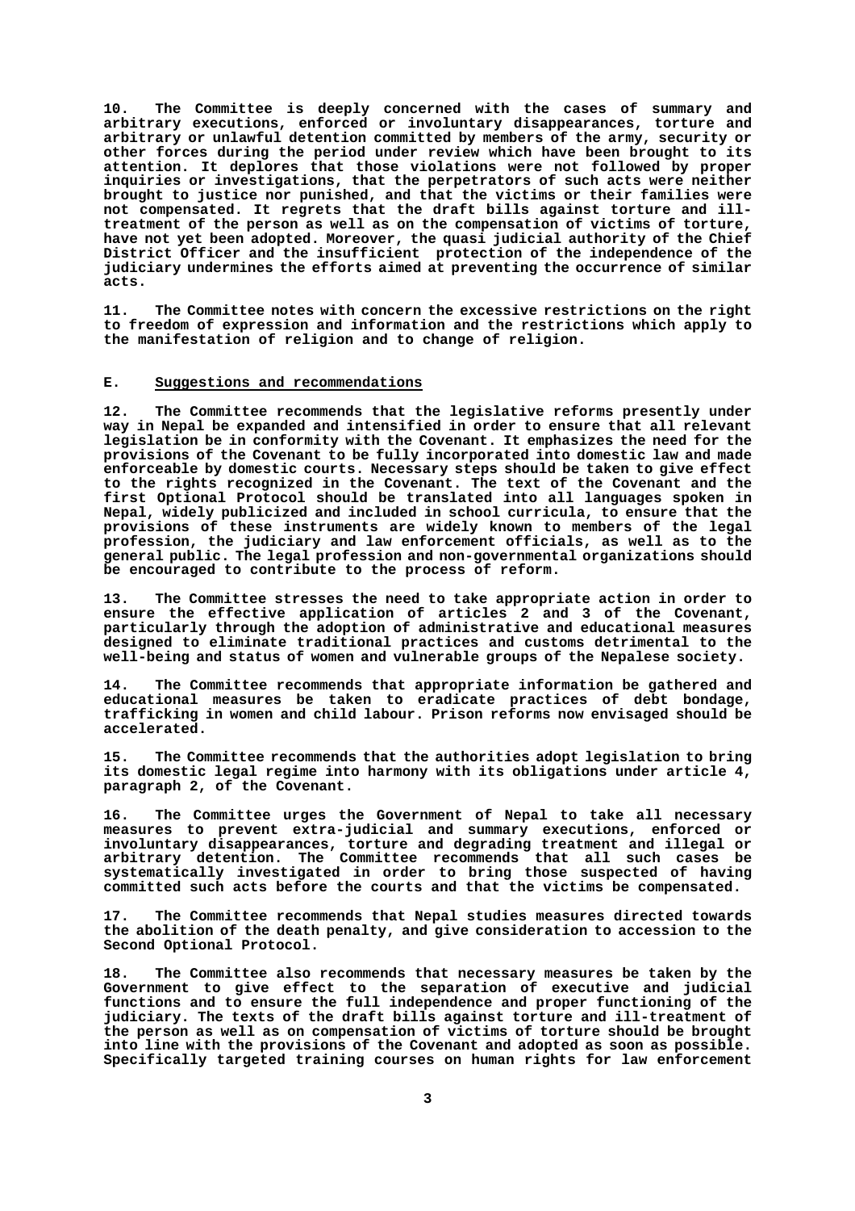10. The Committee is deeply concerned with the cases of summary and arbitrary executions, enforced or involuntary disappearances, torture and arbitrary or unlawful detention committed by members of the army, security or other forces during the period under review which have been brought to its attention. It deplores that those violations were not followed by proper inquiries or investigations, that the perpetrators of such acts were neither brought to justice nor punished, and that the victims or their families were not compensated. It regrets that the draft bills against torture and ill-treatment of the person as well as on the compensation of victims of torture, have not yet been adopted. Moreover, the quasi judicial authority of the Chief District Officer and the insufficient protection of the independence of the judiciary undermines the efforts aimed at preventing the occurrence of similar acts.

11. The Committee notes with concern the excessive restrictions on the right to freedom of expression and information and the restrictions which apply to the manifestation of religion and to change of religion.

## E. Suggestions and recommendations

12. The Committee recommends that the legislative reforms presently under way in Nepal be expanded and intensified in order to ensure that all relevant legislation be in conformity with the Covenant. It emphasizes the need for the provisions of the Covenant to be fully incorporated into domestic law and made enforceable by domestic courts. Necessary steps should be taken to give effect to the rights recognized in the Covenant. The text of the Covenant and the first Optional Protocol should be translated into all languages spoken in Nepal, widely publicized and included in school curricula, to ensure that the provisions of these instruments are widely known to members of the legal profession, the judiciary and law enforcement officials, as well as to the general public. The legal profession and non-governmental organizations should be encouraged to contribute to the process of reform.

13. The Committee stresses the need to take appropriate action in order to ensure the effective application of articles 2 and 3 of the Covenant, particularly through the adoption of administrative and educational measures designed to eliminate traditional practices and customs detrimental to the well-being and status of women and vulnerable groups of the Nepalese society.

14. The Committee recommends that appropriate information be gathered and educational measures be taken to eradicate practices of debt bondage, trafficking in women and child labour. Prison reforms now envisaged should be accelerated.

15. The Committee recommends that the authorities adopt legislation to bring its domestic legal regime into harmony with its obligations under article 4, paragraph 2, of the Covenant.

16. The Committee urges the Government of Nepal to take all necessary measures to prevent extra-judicial and summary executions, enforced or involuntary disappearances, torture and degrading treatment and illegal or arbitrary detention. The Committee recommends that all such cases be systematically investigated in order to bring those suspected of having committed such acts before the courts and that the victims be compensated.

17. The Committee recommends that Nepal studies measures directed towards the abolition of the death penalty, and give consideration to accession to the Second Optional Protocol.

18. The Committee also recommends that necessary measures be taken by the Government to give effect to the separation of executive and judicial functions and to ensure the full independence and proper functioning of the judiciary. The texts of the draft bills against torture and ill-treatment of the person as well as on compensation of victims of torture should be brought into line with the provisions of the Covenant and adopted as soon as possible. Specifically targeted training courses on human rights for law enforcement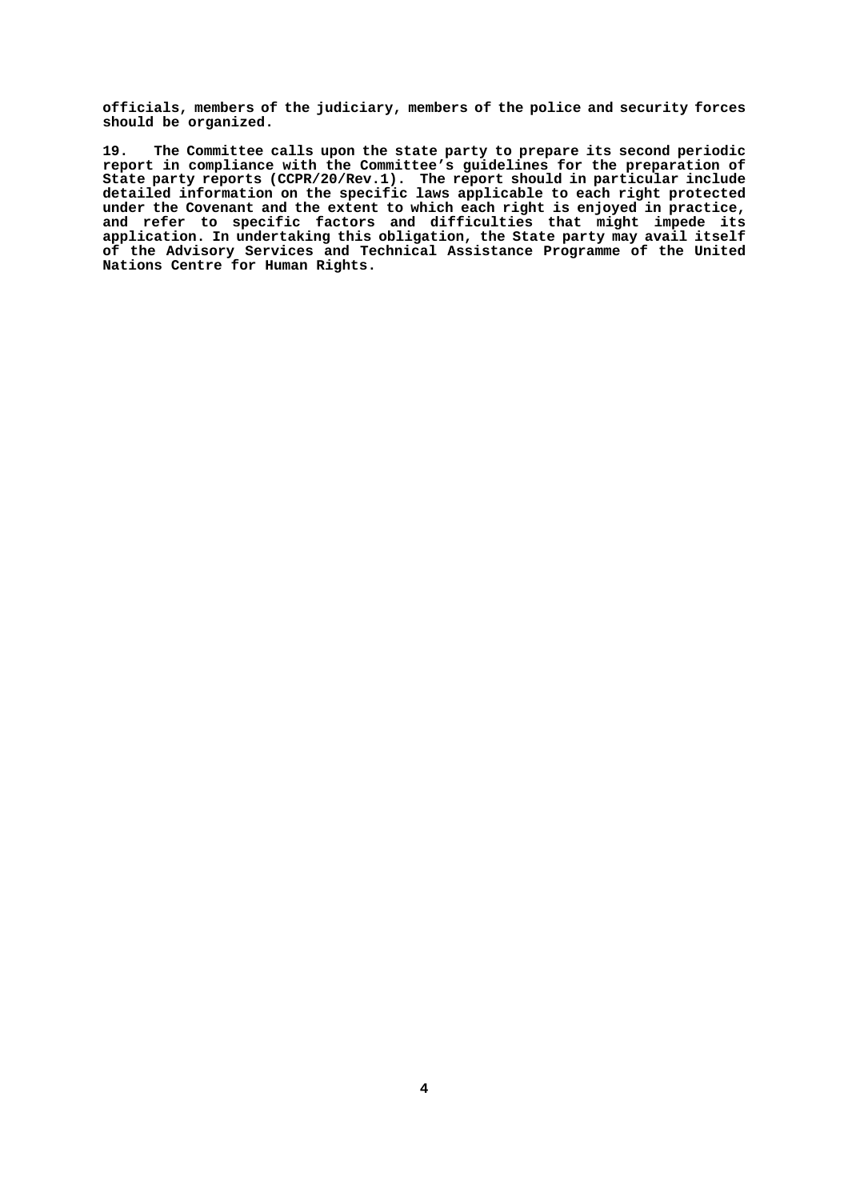**officials, members of the judiciary, members of the police and security forces should be organized.**

**19. The Committee calls upon the state party to prepare its second periodic report in compliance with the Committee's guidelines for the preparation of State party reports (CCPR/20/Rev.1). The report should in particular include detailed information on the specific laws applicable to each right protected under the Covenant and the extent to which each right is enjoyed in practice, and refer to specific factors and difficulties that might impede its application. In undertaking this obligation, the State party may avail itself of the Advisory Services and Technical Assistance Programme of the United Nations Centre for Human Rights.**